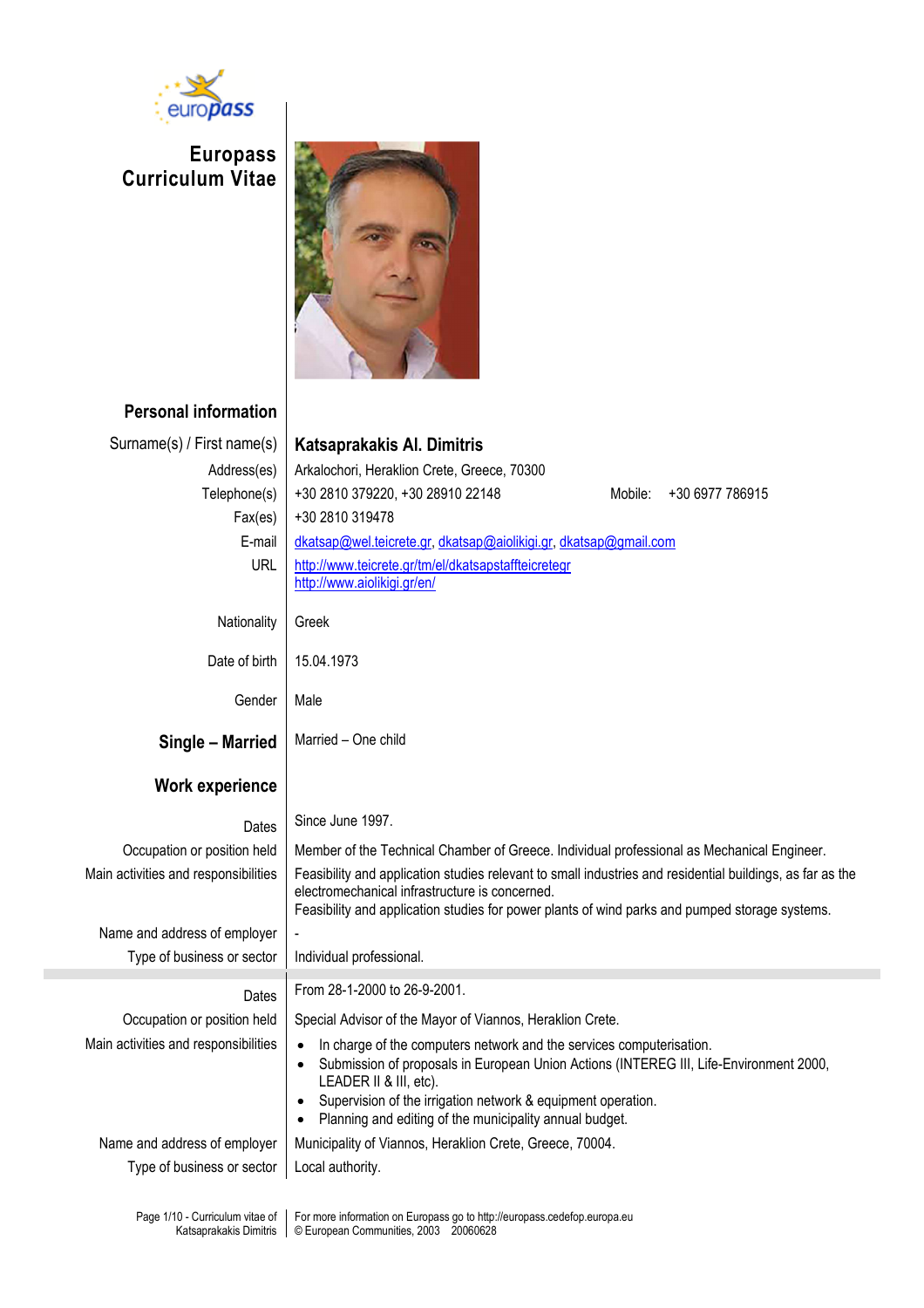# Europass Curriculum Vitae

## Personal information

| | |
|---|---|
| Surname(s) / First name(s) | **Katsaprakakis Al. Dimitris** |
| Address(es) | Arkalochori, Heraklion Crete, Greece, 70300 |
| Telephone(s) | +30 2810 379220, +30 28910 22148 Mobile: +30 6977 786915 |
| Fax(es) | +30 2810 319478 |
| E-mail | dkatsap@wel.teicrete.gr, dkatsap@aiolikigi.gr, dkatsap@gmail.com |
| URL | http://www.teicrete.gr/tm/el/dkatsapstaffteicretegr<br>http://www.aiolikigi.gr/en/ |
| Nationality | Greek |
| Date of birth | 15.04.1973 |
| Gender | Male |
| **Single – Married** | Married – One child |

## Work experience

| | |
|---|---|
| Dates | Since June 1997. |
| Occupation or position held | Member of the Technical Chamber of Greece. Individual professional as Mechanical Engineer. |
| Main activities and responsibilities | Feasibility and application studies relevant to small industries and residential buildings, as far as the electromechanical infrastructure is concerned.<br>Feasibility and application studies for power plants of wind parks and pumped storage systems. |
| Name and address of employer | - |
| Type of business or sector | Individual professional. |

| | |
|---|---|
| Dates | From 28-1-2000 to 26-9-2001. |
| Occupation or position held | Special Advisor of the Mayor of Viannos, Heraklion Crete. |
| Main activities and responsibilities | • In charge of the computers network and the services computerisation.<br>• Submission of proposals in European Union Actions (INTEREG III, Life-Environment 2000, LEADER II & III, etc).<br>• Supervision of the irrigation network & equipment operation.<br>• Planning and editing of the municipality annual budget. |
| Name and address of employer | Municipality of Viannos, Heraklion Crete, Greece, 70004. |
| Type of business or sector | Local authority. |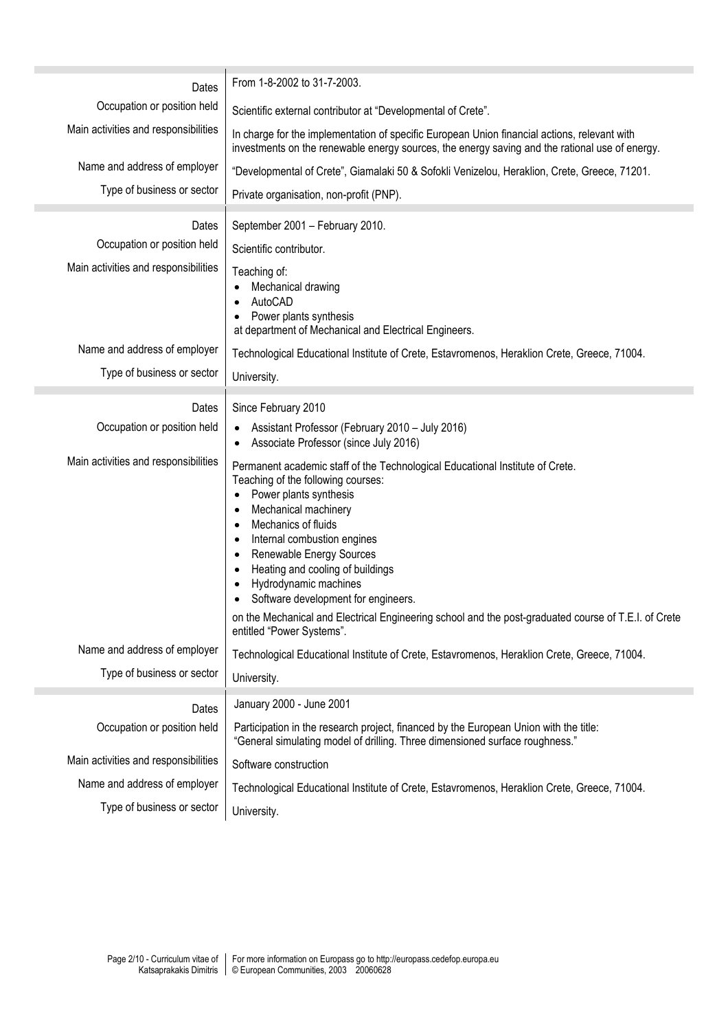| | |
|---|---|
| Dates | From 1-8-2002 to 31-7-2003. |
| Occupation or position held | Scientific external contributor at "Developmental of Crete". |
| Main activities and responsibilities | In charge for the implementation of specific European Union financial actions, relevant with investments on the renewable energy sources, the energy saving and the rational use of energy. |
| Name and address of employer | "Developmental of Crete", Giamalaki 50 & Sofokli Venizelou, Heraklion, Crete, Greece, 71201. |
| Type of business or sector | Private organisation, non-profit (PNP). |

| | |
|---|---|
| Dates | September 2001 – February 2010. |
| Occupation or position held | Scientific contributor. |
| Main activities and responsibilities | Teaching of:<br>• Mechanical drawing<br>• AutoCAD<br>• Power plants synthesis<br>at department of Mechanical and Electrical Engineers. |
| Name and address of employer | Technological Educational Institute of Crete, Estavromenos, Heraklion Crete, Greece, 71004. |
| Type of business or sector | University. |

| | |
|---|---|
| Dates | Since February 2010 |
| Occupation or position held | • Assistant Professor (February 2010 – July 2016)<br>• Associate Professor (since July 2016) |
| Main activities and responsibilities | Permanent academic staff of the Technological Educational Institute of Crete.<br>Teaching of the following courses:<br>• Power plants synthesis<br>• Mechanical machinery<br>• Mechanics of fluids<br>• Internal combustion engines<br>• Renewable Energy Sources<br>• Heating and cooling of buildings<br>• Hydrodynamic machines<br>• Software development for engineers.<br>on the Mechanical and Electrical Engineering school and the post-graduated course of T.E.I. of Crete entitled "Power Systems". |
| Name and address of employer | Technological Educational Institute of Crete, Estavromenos, Heraklion Crete, Greece, 71004. |
| Type of business or sector | University. |

| | |
|---|---|
| Dates | January 2000 - June 2001 |
| Occupation or position held | Participation in the research project, financed by the European Union with the title: "General simulating model of drilling. Three dimensioned surface roughness." |
| Main activities and responsibilities | Software construction |
| Name and address of employer | Technological Educational Institute of Crete, Estavromenos, Heraklion Crete, Greece, 71004. |
| Type of business or sector | University. |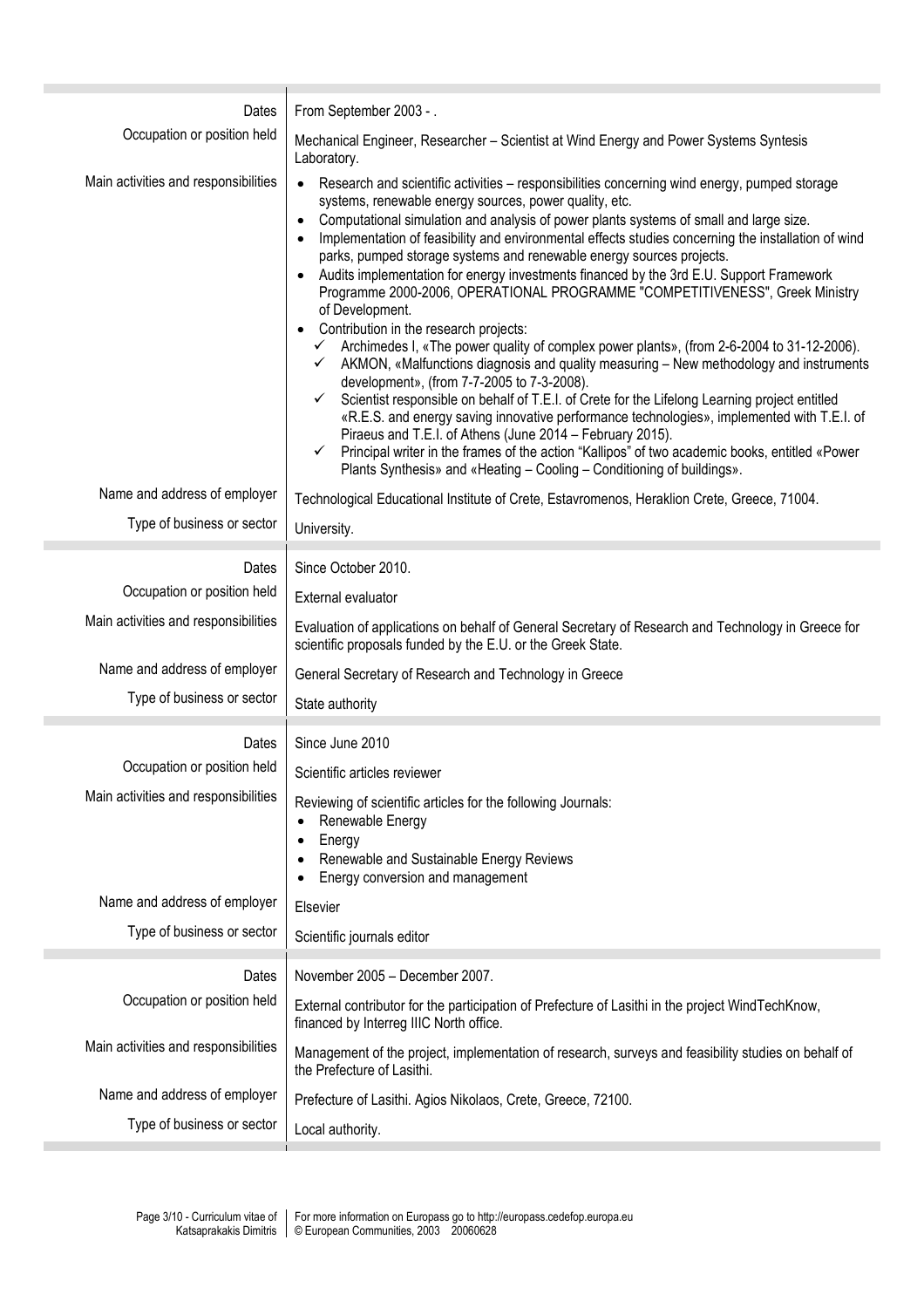| | |
|---|---|
| Dates | From September 2003 - . |
| Occupation or position held | Mechanical Engineer, Researcher – Scientist at Wind Energy and Power Systems Syntesis Laboratory. |
| Main activities and responsibilities | • Research and scientific activities – responsibilities concerning wind energy, pumped storage systems, renewable energy sources, power quality, etc.<br>• Computational simulation and analysis of power plants systems of small and large size.<br>• Implementation of feasibility and environmental effects studies concerning the installation of wind parks, pumped storage systems and renewable energy sources projects.<br>• Audits implementation for energy investments financed by the 3rd E.U. Support Framework Programme 2000-2006, OPERATIONAL PROGRAMME "COMPETITIVENESS", Greek Ministry of Development.<br>• Contribution in the research projects:<br>✓ Archimedes I, «The power quality of complex power plants», (from 2-6-2004 to 31-12-2006).<br>✓ AKMON, «Malfunctions diagnosis and quality measuring – New methodology and instruments development», (from 7-7-2005 to 7-3-2008).<br>✓ Scientist responsible on behalf of T.E.I. of Crete for the Lifelong Learning project entitled «R.E.S. and energy saving innovative performance technologies», implemented with T.E.I. of Piraeus and T.E.I. of Athens (June 2014 – February 2015).<br>✓ Principal writer in the frames of the action "Kallipos" of two academic books, entitled «Power Plants Synthesis» and «Heating – Cooling – Conditioning of buildings». |
| Name and address of employer | Technological Educational Institute of Crete, Estavromenos, Heraklion Crete, Greece, 71004. |
| Type of business or sector | University. |

| | |
|---|---|
| Dates | Since October 2010. |
| Occupation or position held | External evaluator |
| Main activities and responsibilities | Evaluation of applications on behalf of General Secretary of Research and Technology in Greece for scientific proposals funded by the E.U. or the Greek State. |
| Name and address of employer | General Secretary of Research and Technology in Greece |
| Type of business or sector | State authority |

| | |
|---|---|
| Dates | Since June 2010 |
| Occupation or position held | Scientific articles reviewer |
| Main activities and responsibilities | Reviewing of scientific articles for the following Journals:<br>• Renewable Energy<br>• Energy<br>• Renewable and Sustainable Energy Reviews<br>• Energy conversion and management |
| Name and address of employer | Elsevier |
| Type of business or sector | Scientific journals editor |

| | |
|---|---|
| Dates | November 2005 – December 2007. |
| Occupation or position held | External contributor for the participation of Prefecture of Lasithi in the project WindTechKnow, financed by Interreg IIIC North office. |
| Main activities and responsibilities | Management of the project, implementation of research, surveys and feasibility studies on behalf of the Prefecture of Lasithi. |
| Name and address of employer | Prefecture of Lasithi. Agios Nikolaos, Crete, Greece, 72100. |
| Type of business or sector | Local authority. |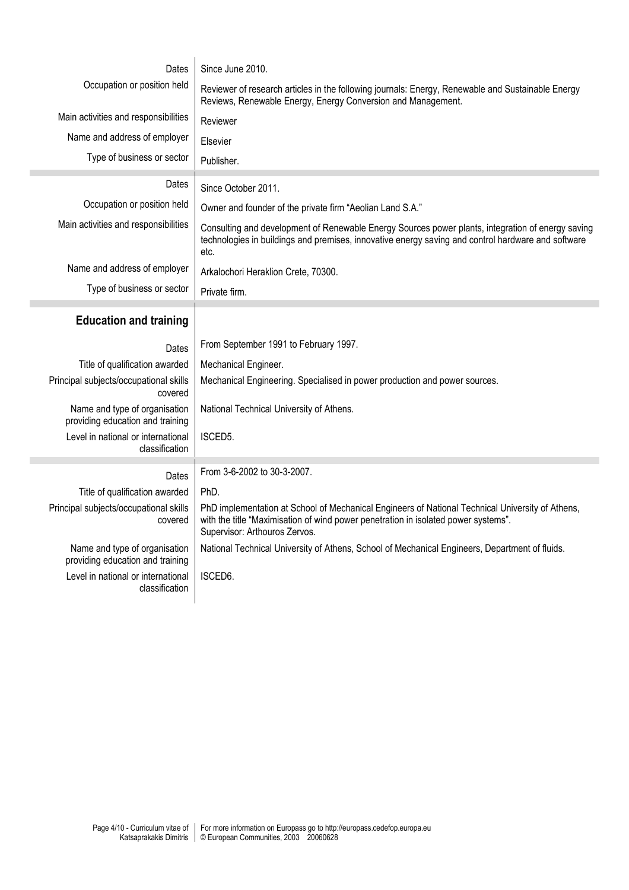| | |
|---|---|
| Dates | Since June 2010. |
| Occupation or position held | Reviewer of research articles in the following journals: Energy, Renewable and Sustainable Energy Reviews, Renewable Energy, Energy Conversion and Management. |
| Main activities and responsibilities | Reviewer |
| Name and address of employer | Elsevier |
| Type of business or sector | Publisher. |

| | |
|---|---|
| Dates | Since October 2011. |
| Occupation or position held | Owner and founder of the private firm "Aeolian Land S.A." |
| Main activities and responsibilities | Consulting and development of Renewable Energy Sources power plants, integration of energy saving technologies in buildings and premises, innovative energy saving and control hardware and software etc. |
| Name and address of employer | Arkalochori Heraklion Crete, 70300. |
| Type of business or sector | Private firm. |

## Education and training

| | |
|---|---|
| Dates | From September 1991 to February 1997. |
| Title of qualification awarded | Mechanical Engineer. |
| Principal subjects/occupational skills covered | Mechanical Engineering. Specialised in power production and power sources. |
| Name and type of organisation providing education and training | National Technical University of Athens. |
| Level in national or international classification | ISCED5. |

| | |
|---|---|
| Dates | From 3-6-2002 to 30-3-2007. |
| Title of qualification awarded | PhD. |
| Principal subjects/occupational skills covered | PhD implementation at School of Mechanical Engineers of National Technical University of Athens, with the title "Maximisation of wind power penetration in isolated power systems". Supervisor: Arthouros Zervos. |
| Name and type of organisation providing education and training | National Technical University of Athens, School of Mechanical Engineers, Department of fluids. |
| Level in national or international classification | ISCED6. |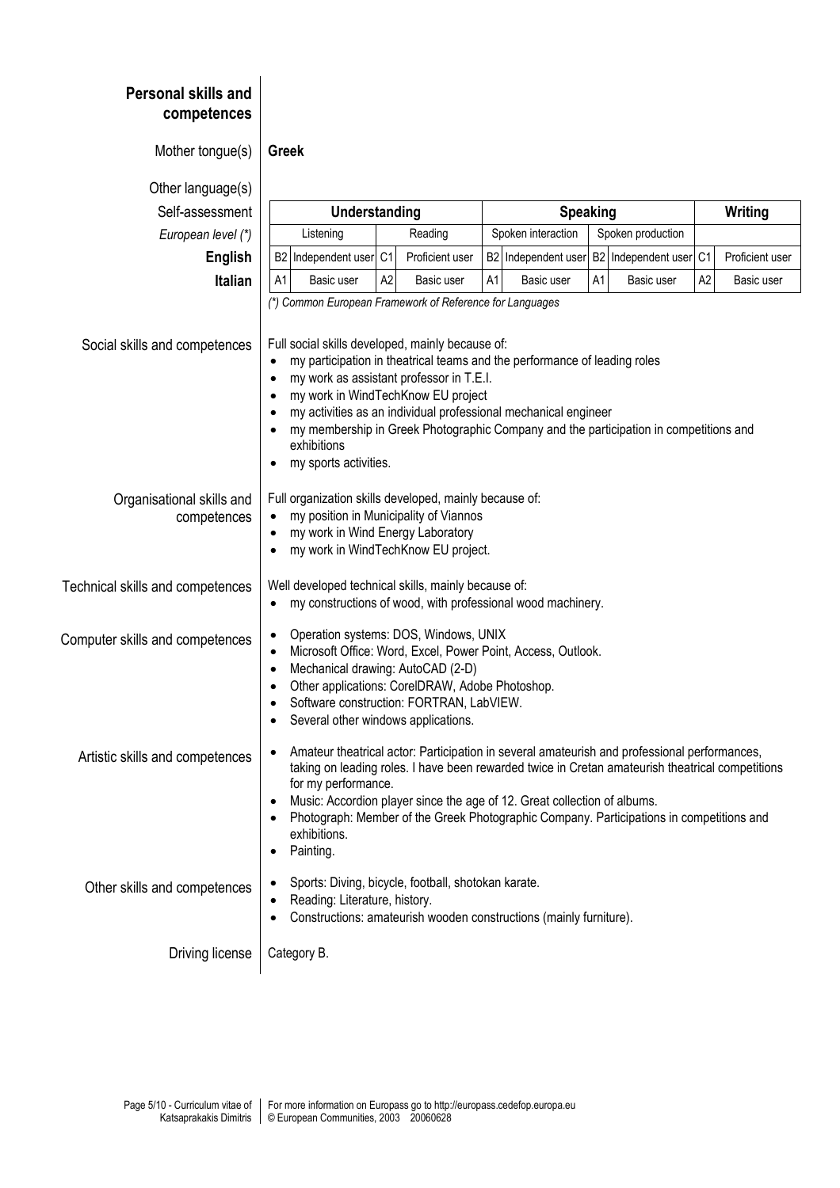## Personal skills and competences

**Mother tongue(s):** **Greek**

**Other language(s)**

| Self-assessment | Understanding | | | | Speaking | | | | Writing | |
|---|---|---|---|---|---|---|---|---|---|---|
| *European level (\*)* | Listening | | Reading | | Spoken interaction | | Spoken production | | | |
| **English** | B2 | Independent user | C1 | Proficient user | B2 | Independent user | B2 | Independent user | C1 | Proficient user |
| **Italian** | A1 | Basic user | A2 | Basic user | A1 | Basic user | A1 | Basic user | A2 | Basic user |

*(\*) Common European Framework of Reference for Languages*

**Social skills and competences**

Full social skills developed, mainly because of:

- my participation in theatrical teams and the performance of leading roles
- my work as assistant professor in T.E.I.
- my work in WindTechKnow EU project
- my activities as an individual professional mechanical engineer
- my membership in Greek Photographic Company and the participation in competitions and exhibitions
- my sports activities.

**Organisational skills and competences**

Full organization skills developed, mainly because of:

- my position in Municipality of Viannos
- my work in Wind Energy Laboratory
- my work in WindTechKnow EU project.

**Technical skills and competences**

Well developed technical skills, mainly because of:

- my constructions of wood, with professional wood machinery.

**Computer skills and competences**

- Operation systems: DOS, Windows, UNIX
- Microsoft Office: Word, Excel, Power Point, Access, Outlook.
- Mechanical drawing: AutoCAD (2-D)
- Other applications: CorelDRAW, Adobe Photoshop.
- Software construction: FORTRAN, LabVIEW.
- Several other windows applications.

**Artistic skills and competences**

- Amateur theatrical actor: Participation in several amateurish and professional performances, taking on leading roles. I have been rewarded twice in Cretan amateurish theatrical competitions for my performance.
- Music: Accordion player since the age of 12. Great collection of albums.
- Photograph: Member of the Greek Photographic Company. Participations in competitions and exhibitions.
- Painting.

**Other skills and competences**

- Sports: Diving, bicycle, football, shotokan karate.
- Reading: Literature, history.
- Constructions: amateurish wooden constructions (mainly furniture).

**Driving license**

Category B.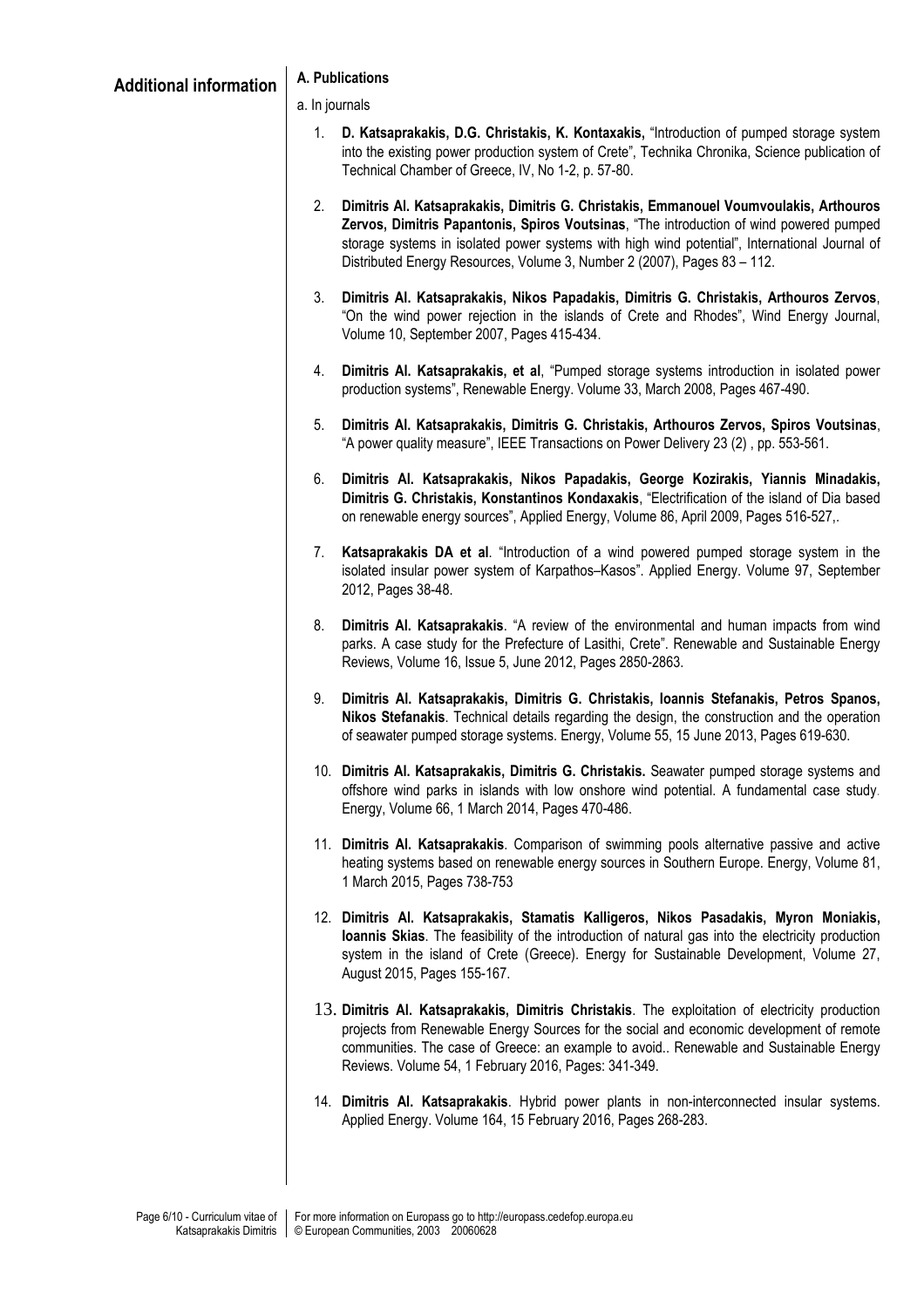## Additional information

**A. Publications**

a. In journals

1. **D. Katsaprakakis, D.G. Christakis, K. Kontaxakis,** "Introduction of pumped storage system into the existing power production system of Crete", Technika Chronika, Science publication of Technical Chamber of Greece, IV, No 1-2, p. 57-80.

2. **Dimitris Al. Katsaprakakis, Dimitris G. Christakis, Emmanouel Voumvoulakis, Arthouros Zervos, Dimitris Papantonis, Spiros Voutsinas**, "The introduction of wind powered pumped storage systems in isolated power systems with high wind potential", International Journal of Distributed Energy Resources, Volume 3, Number 2 (2007), Pages 83 – 112.

3. **Dimitris Al. Katsaprakakis, Nikos Papadakis, Dimitris G. Christakis, Arthouros Zervos**, "On the wind power rejection in the islands of Crete and Rhodes", Wind Energy Journal, Volume 10, September 2007, Pages 415-434.

4. **Dimitris Al. Katsaprakakis, et al**, "Pumped storage systems introduction in isolated power production systems", Renewable Energy. Volume 33, March 2008, Pages 467-490.

5. **Dimitris Al. Katsaprakakis, Dimitris G. Christakis, Arthouros Zervos, Spiros Voutsinas**, "A power quality measure", IEEE Transactions on Power Delivery 23 (2) , pp. 553-561.

6. **Dimitris Al. Katsaprakakis, Nikos Papadakis, George Kozirakis, Yiannis Minadakis, Dimitris G. Christakis, Konstantinos Kondaxakis**, "Electrification of the island of Dia based on renewable energy sources", Applied Energy, Volume 86, April 2009, Pages 516-527,.

7. **Katsaprakakis DA et al**. "Introduction of a wind powered pumped storage system in the isolated insular power system of Karpathos–Kasos". Applied Energy. Volume 97, September 2012, Pages 38-48.

8. **Dimitris Al. Katsaprakakis**. "A review of the environmental and human impacts from wind parks. A case study for the Prefecture of Lasithi, Crete". Renewable and Sustainable Energy Reviews, Volume 16, Issue 5, June 2012, Pages 2850-2863.

9. **Dimitris Al. Katsaprakakis, Dimitris G. Christakis, Ioannis Stefanakis, Petros Spanos, Nikos Stefanakis**. Technical details regarding the design, the construction and the operation of seawater pumped storage systems. Energy, Volume 55, 15 June 2013, Pages 619-630.

10. **Dimitris Al. Katsaprakakis, Dimitris G. Christakis.** Seawater pumped storage systems and offshore wind parks in islands with low onshore wind potential. A fundamental case study. Energy, Volume 66, 1 March 2014, Pages 470-486.

11. **Dimitris Al. Katsaprakakis**. Comparison of swimming pools alternative passive and active heating systems based on renewable energy sources in Southern Europe. Energy, Volume 81, 1 March 2015, Pages 738-753

12. **Dimitris Al. Katsaprakakis, Stamatis Kalligeros, Nikos Pasadakis, Myron Moniakis, Ioannis Skias**. The feasibility of the introduction of natural gas into the electricity production system in the island of Crete (Greece). Energy for Sustainable Development, Volume 27, August 2015, Pages 155-167.

13. **Dimitris Al. Katsaprakakis, Dimitris Christakis**. The exploitation of electricity production projects from Renewable Energy Sources for the social and economic development of remote communities. The case of Greece: an example to avoid.. Renewable and Sustainable Energy Reviews. Volume 54, 1 February 2016, Pages: 341-349.

14. **Dimitris Al. Katsaprakakis**. Hybrid power plants in non-interconnected insular systems. Applied Energy. Volume 164, 15 February 2016, Pages 268-283.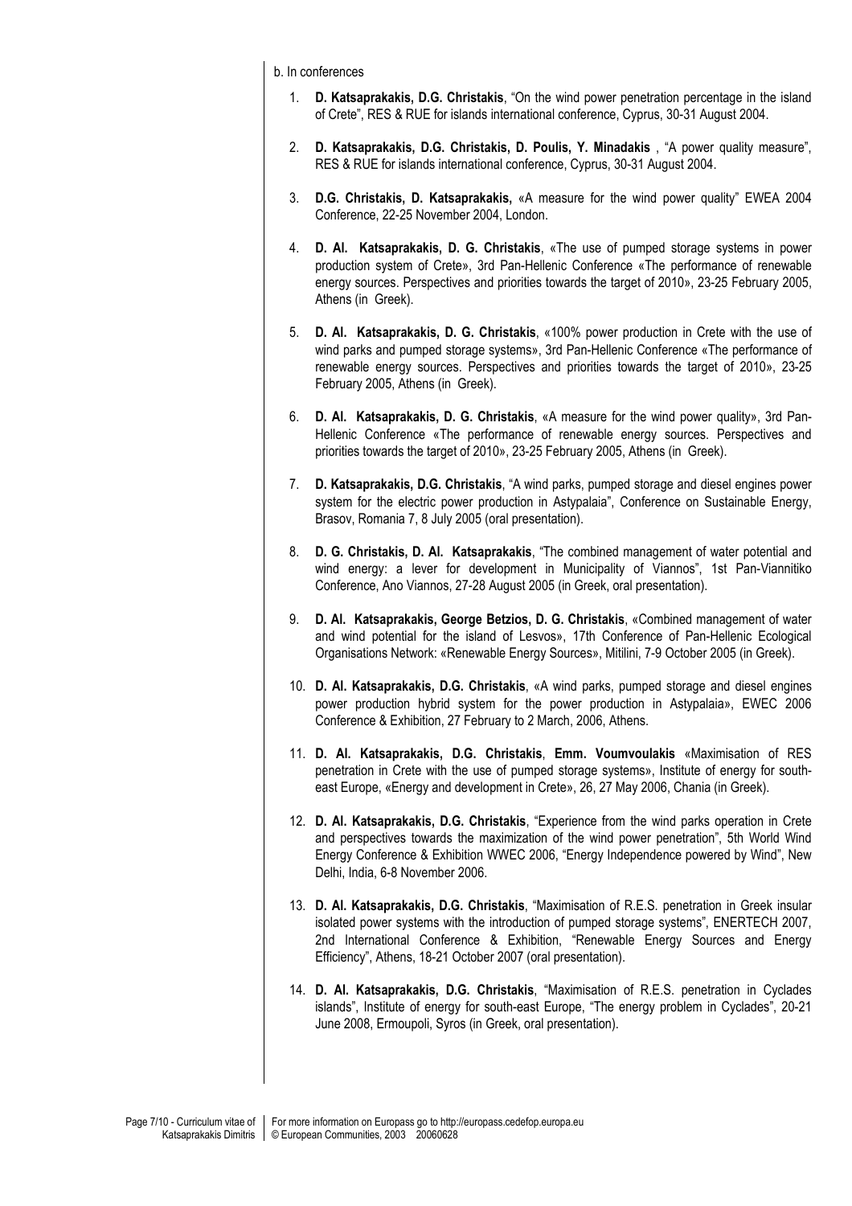b. In conferences

1. **D. Katsaprakakis, D.G. Christakis**, "On the wind power penetration percentage in the island of Crete", RES & RUE for islands international conference, Cyprus, 30-31 August 2004.

2. **D. Katsaprakakis, D.G. Christakis, D. Poulis, Y. Minadakis** , "A power quality measure", RES & RUE for islands international conference, Cyprus, 30-31 August 2004.

3. **D.G. Christakis, D. Katsaprakakis,** «A measure for the wind power quality" EWEA 2004 Conference, 22-25 November 2004, London.

4. **D. Al. Katsaprakakis, D. G. Christakis**, «The use of pumped storage systems in power production system of Crete», 3rd Pan-Hellenic Conference «The performance of renewable energy sources. Perspectives and priorities towards the target of 2010», 23-25 February 2005, Athens (in Greek).

5. **D. Al. Katsaprakakis, D. G. Christakis**, «100% power production in Crete with the use of wind parks and pumped storage systems», 3rd Pan-Hellenic Conference «The performance of renewable energy sources. Perspectives and priorities towards the target of 2010», 23-25 February 2005, Athens (in Greek).

6. **D. Al. Katsaprakakis, D. G. Christakis**, «A measure for the wind power quality», 3rd Pan-Hellenic Conference «The performance of renewable energy sources. Perspectives and priorities towards the target of 2010», 23-25 February 2005, Athens (in Greek).

7. **D. Katsaprakakis, D.G. Christakis**, "A wind parks, pumped storage and diesel engines power system for the electric power production in Astypalaia", Conference on Sustainable Energy, Brasov, Romania 7, 8 July 2005 (oral presentation).

8. **D. G. Christakis, D. Al. Katsaprakakis**, "The combined management of water potential and wind energy: a lever for development in Municipality of Viannos", 1st Pan-Viannitiko Conference, Ano Viannos, 27-28 August 2005 (in Greek, oral presentation).

9. **D. Al. Katsaprakakis, George Betzios, D. G. Christakis**, «Combined management of water and wind potential for the island of Lesvos», 17th Conference of Pan-Hellenic Ecological Organisations Network: «Renewable Energy Sources», Mitilini, 7-9 October 2005 (in Greek).

10. **D. Al. Katsaprakakis, D.G. Christakis**, «A wind parks, pumped storage and diesel engines power production hybrid system for the power production in Astypalaia», EWEC 2006 Conference & Exhibition, 27 February to 2 March, 2006, Athens.

11. **D. Al. Katsaprakakis, D.G. Christakis**, **Emm. Voumvoulakis** «Maximisation of RES penetration in Crete with the use of pumped storage systems», Institute of energy for south-east Europe, «Energy and development in Crete», 26, 27 May 2006, Chania (in Greek).

12. **D. Al. Katsaprakakis, D.G. Christakis**, "Experience from the wind parks operation in Crete and perspectives towards the maximization of the wind power penetration", 5th World Wind Energy Conference & Exhibition WWEC 2006, "Energy Independence powered by Wind", New Delhi, India, 6-8 November 2006.

13. **D. Al. Katsaprakakis, D.G. Christakis**, "Maximisation of R.E.S. penetration in Greek insular isolated power systems with the introduction of pumped storage systems", ENERTECH 2007, 2nd International Conference & Exhibition, "Renewable Energy Sources and Energy Efficiency", Athens, 18-21 October 2007 (oral presentation).

14. **D. Al. Katsaprakakis, D.G. Christakis**, "Maximisation of R.E.S. penetration in Cyclades islands", Institute of energy for south-east Europe, "The energy problem in Cyclades", 20-21 June 2008, Ermoupoli, Syros (in Greek, oral presentation).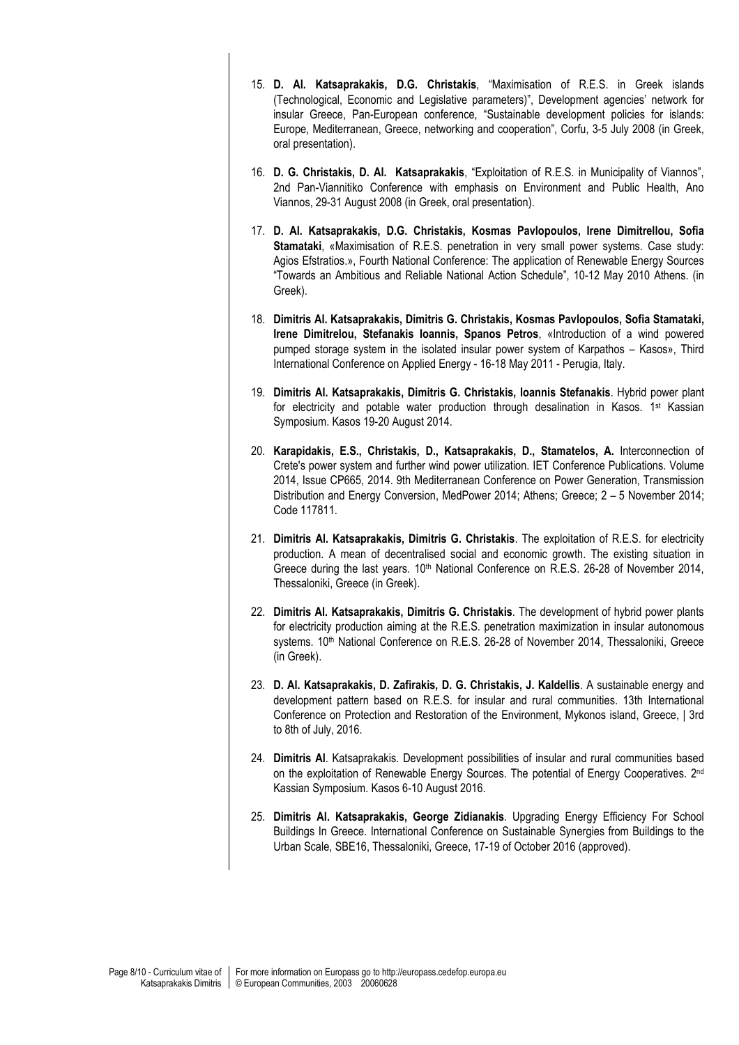15. **D. Al. Katsaprakakis, D.G. Christakis**, "Maximisation of R.E.S. in Greek islands (Technological, Economic and Legislative parameters)", Development agencies' network for insular Greece, Pan-European conference, "Sustainable development policies for islands: Europe, Mediterranean, Greece, networking and cooperation", Corfu, 3-5 July 2008 (in Greek, oral presentation).

16. **D. G. Christakis, D. Al. Katsaprakakis**, "Exploitation of R.E.S. in Municipality of Viannos", 2nd Pan-Viannitiko Conference with emphasis on Environment and Public Health, Ano Viannos, 29-31 August 2008 (in Greek, oral presentation).

17. **D. Al. Katsaprakakis, D.G. Christakis, Kosmas Pavlopoulos, Irene Dimitrellou, Sofia Stamataki**, «Maximisation of R.E.S. penetration in very small power systems. Case study: Agios Efstratios.», Fourth National Conference: The application of Renewable Energy Sources "Towards an Ambitious and Reliable National Action Schedule", 10-12 May 2010 Athens. (in Greek).

18. **Dimitris Al. Katsaprakakis, Dimitris G. Christakis, Kosmas Pavlopoulos, Sofia Stamataki, Irene Dimitrelou, Stefanakis Ioannis, Spanos Petros**, «Introduction of a wind powered pumped storage system in the isolated insular power system of Karpathos – Kasos», Third International Conference on Applied Energy - 16-18 May 2011 - Perugia, Italy.

19. **Dimitris Al. Katsaprakakis, Dimitris G. Christakis, Ioannis Stefanakis**. Hybrid power plant for electricity and potable water production through desalination in Kasos. 1st Kassian Symposium. Kasos 19-20 August 2014.

20. **Karapidakis, E.S., Christakis, D., Katsaprakakis, D., Stamatelos, A.** Interconnection of Crete's power system and further wind power utilization. IET Conference Publications. Volume 2014, Issue CP665, 2014. 9th Mediterranean Conference on Power Generation, Transmission Distribution and Energy Conversion, MedPower 2014; Athens; Greece; 2 – 5 November 2014; Code 117811.

21. **Dimitris Al. Katsaprakakis, Dimitris G. Christakis**. The exploitation of R.E.S. for electricity production. A mean of decentralised social and economic growth. The existing situation in Greece during the last years. 10th National Conference on R.E.S. 26-28 of November 2014, Thessaloniki, Greece (in Greek).

22. **Dimitris Al. Katsaprakakis, Dimitris G. Christakis**. The development of hybrid power plants for electricity production aiming at the R.E.S. penetration maximization in insular autonomous systems. 10th National Conference on R.E.S. 26-28 of November 2014, Thessaloniki, Greece (in Greek).

23. **D. Al. Katsaprakakis, D. Zafirakis, D. G. Christakis, J. Kaldellis**. A sustainable energy and development pattern based on R.E.S. for insular and rural communities. 13th International Conference on Protection and Restoration of the Environment, Mykonos island, Greece, | 3rd to 8th of July, 2016.

24. **Dimitris Al**. Katsaprakakis. Development possibilities of insular and rural communities based on the exploitation of Renewable Energy Sources. The potential of Energy Cooperatives. 2nd Kassian Symposium. Kasos 6-10 August 2016.

25. **Dimitris Al. Katsaprakakis, George Zidianakis**. Upgrading Energy Efficiency For School Buildings In Greece. International Conference on Sustainable Synergies from Buildings to the Urban Scale, SBE16, Thessaloniki, Greece, 17-19 of October 2016 (approved).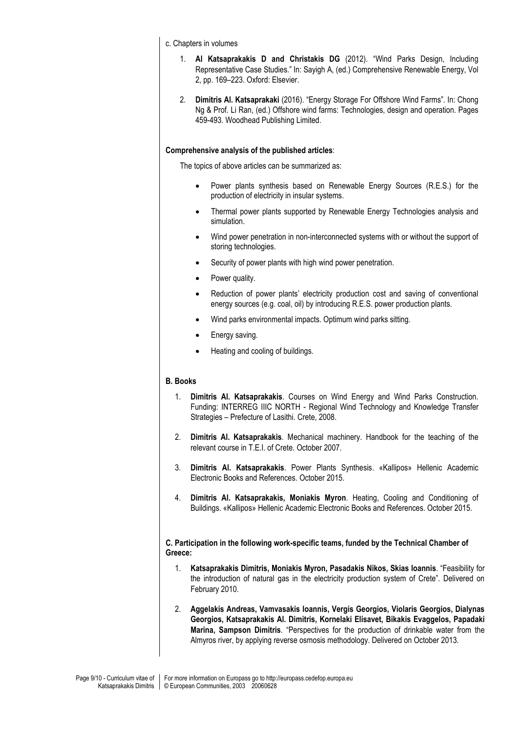c. Chapters in volumes

1. **Al Katsaprakakis D and Christakis DG** (2012). "Wind Parks Design, Including Representative Case Studies." In: Sayigh A, (ed.) Comprehensive Renewable Energy, Vol 2, pp. 169–223. Oxford: Elsevier.

2. **Dimitris Al. Katsaprakaki** (2016). "Energy Storage For Offshore Wind Farms". In: Chong Ng & Prof. Li Ran, (ed.) Offshore wind farms: Technologies, design and operation. Pages 459-493. Woodhead Publishing Limited.

**Comprehensive analysis of the published articles**:

The topics of above articles can be summarized as:

- Power plants synthesis based on Renewable Energy Sources (R.E.S.) for the production of electricity in insular systems.
- Thermal power plants supported by Renewable Energy Technologies analysis and simulation.
- Wind power penetration in non-interconnected systems with or without the support of storing technologies.
- Security of power plants with high wind power penetration.
- Power quality.
- Reduction of power plants' electricity production cost and saving of conventional energy sources (e.g. coal, oil) by introducing R.E.S. power production plants.
- Wind parks environmental impacts. Optimum wind parks sitting.
- Energy saving.
- Heating and cooling of buildings.

**B. Books**

1. **Dimitris Al. Katsaprakakis**. Courses on Wind Energy and Wind Parks Construction. Funding: INTERREG IIIC NORTH - Regional Wind Technology and Knowledge Transfer Strategies – Prefecture of Lasithi. Crete, 2008.

2. **Dimitris Al. Katsaprakakis**. Mechanical machinery. Handbook for the teaching of the relevant course in T.E.I. of Crete. October 2007.

3. **Dimitris Al. Katsaprakakis**. Power Plants Synthesis. «Kallipos» Hellenic Academic Electronic Books and References. October 2015.

4. **Dimitris Al. Katsaprakakis, Moniakis Myron**. Heating, Cooling and Conditioning of Buildings. «Kallipos» Hellenic Academic Electronic Books and References. October 2015.

**C. Participation in the following work-specific teams, funded by the Technical Chamber of Greece:**

1. **Katsaprakakis Dimitris, Moniakis Myron, Pasadakis Nikos, Skias Ioannis**. "Feasibility for the introduction of natural gas in the electricity production system of Crete". Delivered on February 2010.

2. **Aggelakis Andreas, Vamvasakis Ioannis, Vergis Georgios, Violaris Georgios, Dialynas Georgios, Katsaprakakis Al. Dimitris, Kornelaki Elisavet, Bikakis Evaggelos, Papadaki Marina, Sampson Dimitris**. "Perspectives for the production of drinkable water from the Almyros river, by applying reverse osmosis methodology. Delivered on October 2013.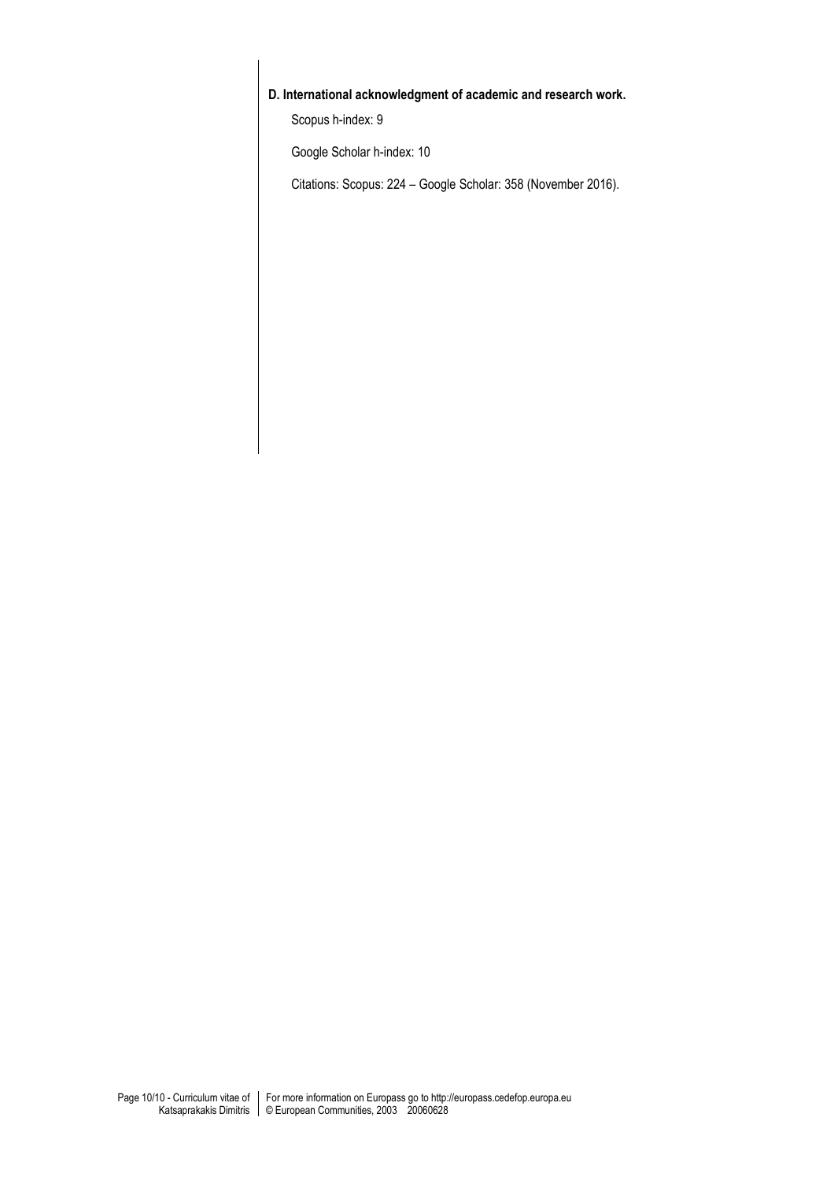**D. International acknowledgment of academic and research work.**

Scopus h-index: 9

Google Scholar h-index: 10

Citations: Scopus: 224 – Google Scholar: 358 (November 2016).